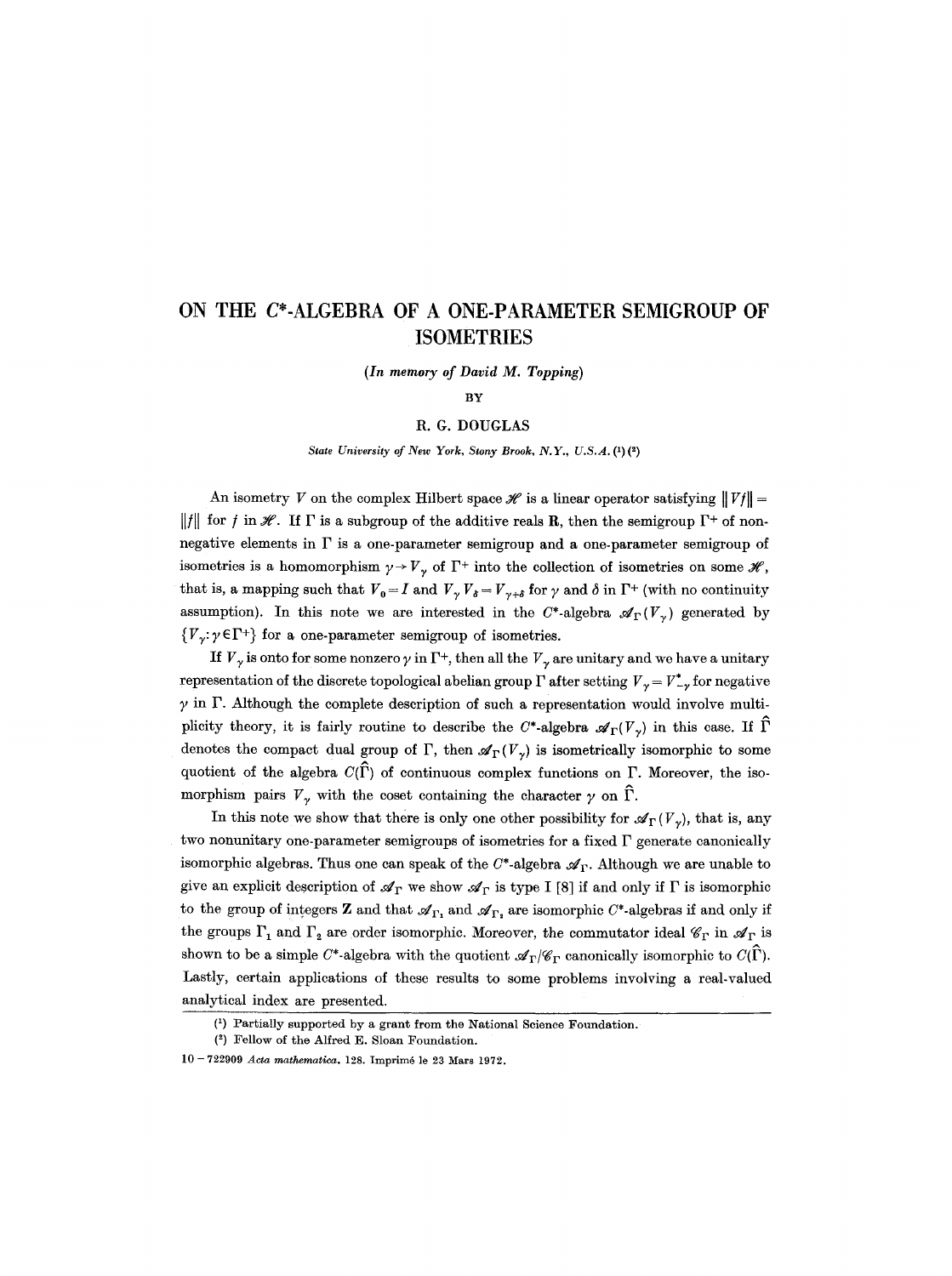# ON THE $C^*$-ALGEBRA OF A ONE-PARAMETER SEMIGROUP OF ISOMETRIES

*(In memory of David M. Topping)*

BY

R. G. DOUGLAS

*State University of New York, Stony Brook, N.Y., U.S.A.* (1) (2)

An isometry $V$ on the complex Hilbert space $\mathcal{H}$ is a linear operator satisfying $\|Vf\| = \|f\|$ for $f$ in $\mathcal{H}$. If $\Gamma$ is a subgroup of the additive reals $\mathbf{R}$, then the semigroup $\Gamma^+$ of non-negative elements in $\Gamma$ is a one-parameter semigroup and a one-parameter semigroup of isometries is a homomorphism $\gamma \to V_\gamma$ of $\Gamma^+$ into the collection of isometries on some $\mathcal{H}$, that is, a mapping such that $V_0 = I$ and $V_\gamma V_\delta = V_{\gamma+\delta}$ for $\gamma$ and $\delta$ in $\Gamma^+$ (with no continuity assumption). In this note we are interested in the $C^*$-algebra $\mathcal{A}_\Gamma(V_\gamma)$ generated by $\{V_\gamma : \gamma \in \Gamma^+\}$ for a one-parameter semigroup of isometries.

If $V_\gamma$ is onto for some nonzero $\gamma$ in $\Gamma^+$, then all the $V_\gamma$ are unitary and we have a unitary representation of the discrete topological abelian group $\Gamma$ after setting $V_\gamma = V^*_{-\gamma}$ for negative $\gamma$ in $\Gamma$. Although the complete description of such a representation would involve multiplicity theory, it is fairly routine to describe the $C^*$-algebra $\mathcal{A}_\Gamma(V_\gamma)$ in this case. If $\hat{\Gamma}$ denotes the compact dual group of $\Gamma$, then $\mathcal{A}_\Gamma(V_\gamma)$ is isometrically isomorphic to some quotient of the algebra $C(\hat{\Gamma})$ of continuous complex functions on $\Gamma$. Moreover, the isomorphism pairs $V_\gamma$ with the coset containing the character $\gamma$ on $\hat{\Gamma}$.

In this note we show that there is only one other possibility for $\mathcal{A}_\Gamma(V_\gamma)$, that is, any two nonunitary one-parameter semigroups of isometries for a fixed $\Gamma$ generate canonically isomorphic algebras. Thus one can speak of the $C^*$-algebra $\mathcal{A}_\Gamma$. Although we are unable to give an explicit description of $\mathcal{A}_\Gamma$ we show $\mathcal{A}_\Gamma$ is type I [8] if and only if $\Gamma$ is isomorphic to the group of integers $\mathbf{Z}$ and that $\mathcal{A}_{\Gamma_1}$ and $\mathcal{A}_{\Gamma_2}$ are isomorphic $C^*$-algebras if and only if the groups $\Gamma_1$ and $\Gamma_2$ are order isomorphic. Moreover, the commutator ideal $\mathcal{C}_\Gamma$ in $\mathcal{A}_\Gamma$ is shown to be a simple $C^*$-algebra with the quotient $\mathcal{A}_\Gamma/\mathcal{C}_\Gamma$ canonically isomorphic to $C(\hat{\Gamma})$. Lastly, certain applications of these results to some problems involving a real-valued analytical index are presented.

---

(1) Partially supported by a grant from the National Science Foundation.

(2) Fellow of the Alfred E. Sloan Foundation.

10 – 722909 *Acta mathematica.* 128. Imprimé le 23 Mars 1972.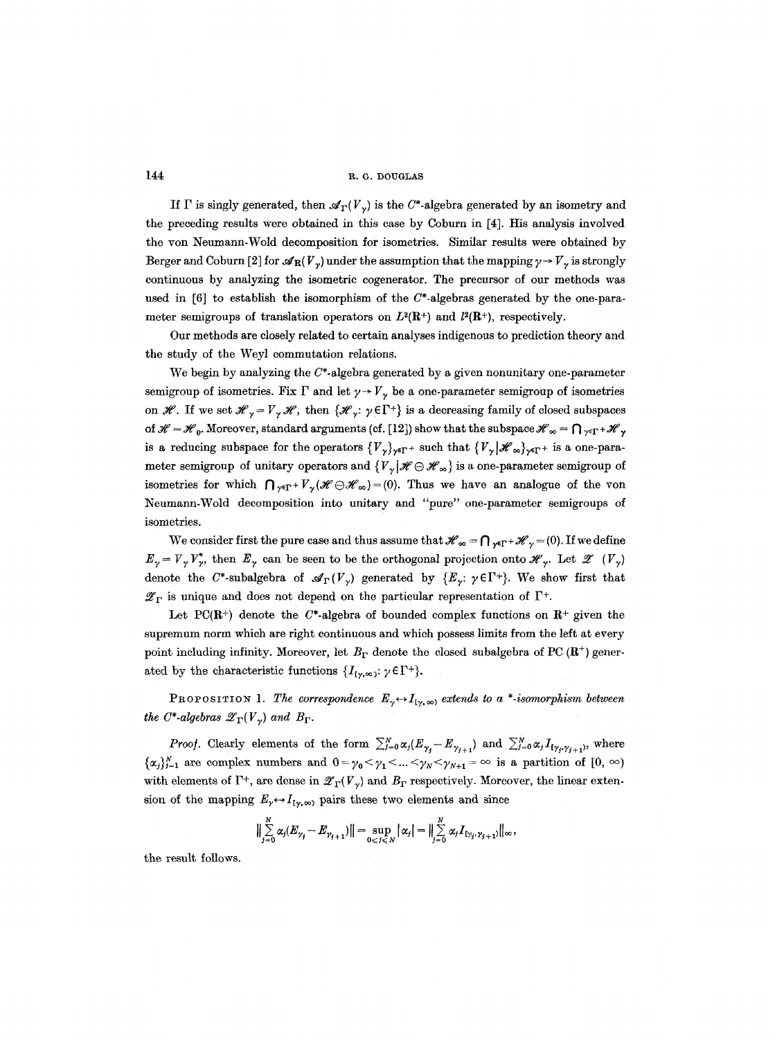If $\Gamma$ is singly generated, then $\mathscr{A}_\Gamma(V_\gamma)$ is the $C^*$-algebra generated by an isometry and the preceding results were obtained in this case by Coburn in [4]. His analysis involved the von Neumann-Wold decomposition for isometries. Similar results were obtained by Berger and Coburn [2] for $\mathscr{A}_{\mathbf{R}}(V_\gamma)$ under the assumption that the mapping $\gamma \to V_\gamma$ is strongly continuous by analyzing the isometric cogenerator. The precursor of our methods was used in [6] to establish the isomorphism of the $C^*$-algebras generated by the one-parameter semigroups of translation operators on $L^2(\mathbf{R}^+)$ and $l^2(\mathbf{R}^+)$, respectively.

Our methods are closely related to certain analyses indigenous to prediction theory and the study of the Weyl commutation relations.

We begin by analyzing the $C^*$-algebra generated by a given nonunitary one-parameter semigroup of isometries. Fix $\Gamma$ and let $\gamma \to V_\gamma$ be a one-parameter semigroup of isometries on $\mathscr{H}$. If we set $\mathscr{H}_\gamma = V_\gamma \mathscr{H}$, then $\{\mathscr{H}_\gamma : \gamma \in \Gamma^+\}$ is a decreasing family of closed subspaces of $\mathscr{H} = \mathscr{H}_0$. Moreover, standard arguments (cf. [12]) show that the subspace $\mathscr{H}_\infty = \bigcap_{\gamma \in \Gamma^+} \mathscr{H}_\gamma$ is a reducing subspace for the operators $\{V_\gamma\}_{\gamma \in \Gamma^+}$ such that $\{V_\gamma | \mathscr{H}_\infty\}_{\gamma \in \Gamma^+}$ is a one-parameter semigroup of unitary operators and $\{V_\gamma | \mathscr{H} \ominus \mathscr{H}_\infty\}$ is a one-parameter semigroup of isometries for which $\bigcap_{\gamma \in \Gamma^+} V_\gamma(\mathscr{H} \ominus \mathscr{H}_\infty) = (0)$. Thus we have an analogue of the von Neumann-Wold decomposition into unitary and "pure" one-parameter semigroups of isometries.

We consider first the pure case and thus assume that $\mathscr{H}_\infty = \bigcap_{\gamma \in \Gamma^+} \mathscr{H}_\gamma = (0)$. If we define $E_\gamma = V_\gamma V_\gamma^*$, then $E_\gamma$ can be seen to be the orthogonal projection onto $\mathscr{H}_\gamma$. Let $\mathscr{Z}\ (V_\gamma)$ denote the $C^*$-subalgebra of $\mathscr{A}_\Gamma(V_\gamma)$ generated by $\{E_\gamma : \gamma \in \Gamma^+\}$. We show first that $\mathscr{Z}_\Gamma$ is unique and does not depend on the particular representation of $\Gamma^+$.

Let $\mathrm{PC}(\mathbf{R}^+)$ denote the $C^*$-algebra of bounded complex functions on $\mathbf{R}^+$ given the supremum norm which are right continuous and which possess limits from the left at every point including infinity. Moreover, let $B_\Gamma$ denote the closed subalgebra of $\mathrm{PC}(\mathbf{R}^+)$ generated by the characteristic functions $\{I_{[\gamma,\infty)} : \gamma \in \Gamma^+\}$.

**Proposition 1.** *The correspondence $E_\gamma \leftrightarrow I_{[\gamma,\infty)}$ extends to a \*-isomorphism between the $C^*$-algebras $\mathscr{Z}_\Gamma(V_\gamma)$ and $B_\Gamma$.*

*Proof.* Clearly elements of the form $\sum_{j=0}^N \alpha_j (E_{\gamma_j} - E_{\gamma_{j+1}})$ and $\sum_{j=0}^N \alpha_j I_{[\gamma_j,\gamma_{j+1})}$, where $\{\alpha_j\}_{j=1}^N$ are complex numbers and $0 = \gamma_0 < \gamma_1 < \ldots < \gamma_N < \gamma_{N+1} = \infty$ is a partition of $[0, \infty)$ with elements of $\Gamma^+$, are dense in $\mathscr{Z}_\Gamma(V_\gamma)$ and $B_\Gamma$ respectively. Moreover, the linear extension of the mapping $E_\gamma \leftrightarrow I_{[\gamma,\infty)}$ pairs these two elements and since

$$\left\| \sum_{j=0}^N \alpha_j (E_{\gamma_j} - E_{\gamma_{j+1}}) \right\| = \sup_{0 \leq j \leq N} |\alpha_j| = \left\| \sum_{j=0}^N \alpha_j I_{[\gamma_j,\gamma_{j+1})} \right\|_\infty,$$

the result follows.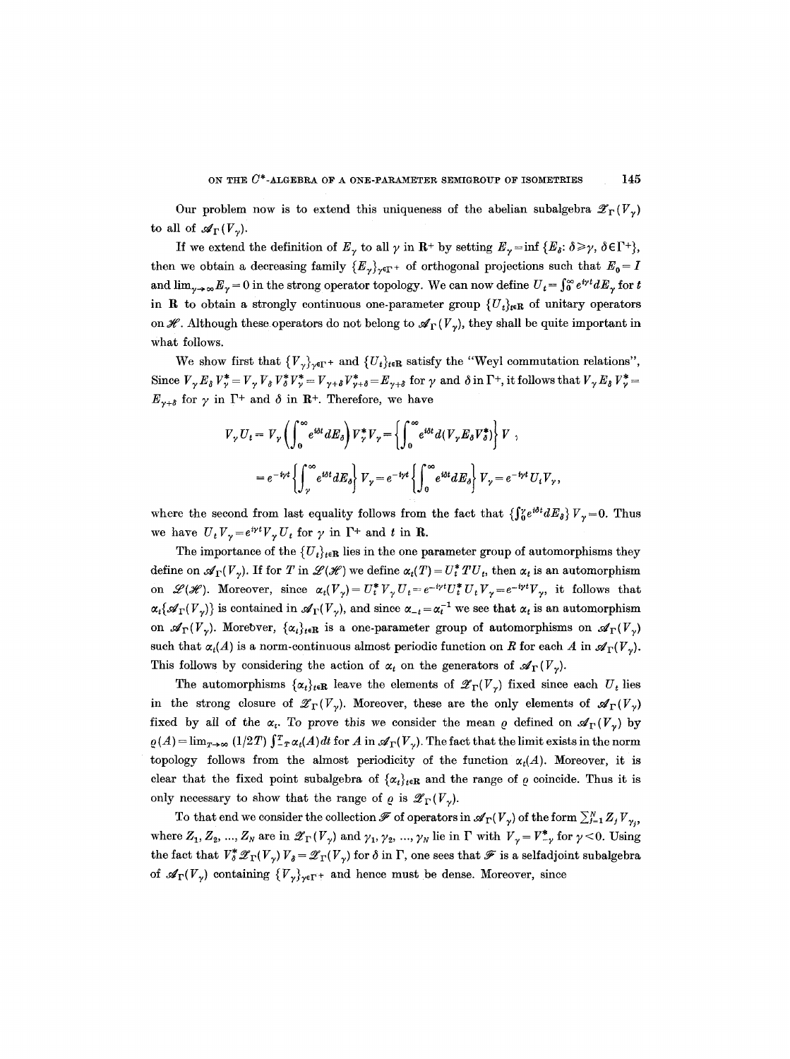Our problem now is to extend this uniqueness of the abelian subalgebra $\mathscr{Z}_\Gamma(V_\gamma)$ to all of $\mathscr{A}_\Gamma(V_\gamma)$.

If we extend the definition of $E_\gamma$ to all $\gamma$ in $\mathbf{R}^+$ by setting $E_\gamma = \inf\{E_\delta: \delta \geqslant \gamma, \delta \in \Gamma^+\}$, then we obtain a decreasing family $\{E_\gamma\}_{\gamma\in\Gamma^+}$ of orthogonal projections such that $E_0 = I$ and $\lim_{\gamma\to\infty} E_\gamma = 0$ in the strong operator topology. We can now define $U_t = \int_0^\infty e^{i\gamma t} dE_\gamma$ for $t$ in $\mathbf{R}$ to obtain a strongly continuous one-parameter group $\{U_t\}_{t\in\mathbf{R}}$ of unitary operators on $\mathscr{H}$. Although these operators do not belong to $\mathscr{A}_\Gamma(V_\gamma)$, they shall be quite important in what follows.

We show first that $\{V_\gamma\}_{\gamma\in\Gamma^+}$ and $\{U_t\}_{t\in\mathbf{R}}$ satisfy the "Weyl commutation relations". Since $V_\gamma E_\delta V_\gamma^* = V_\gamma V_\delta V_\delta^* V_\gamma^* = V_{\gamma+\delta} V_{\gamma+\delta}^* = E_{\gamma+\delta}$ for $\gamma$ and $\delta$ in $\Gamma^+$, it follows that $V_\gamma E_\delta V_\gamma^* = E_{\gamma+\delta}$ for $\gamma$ in $\Gamma^+$ and $\delta$ in $\mathbf{R}^+$. Therefore, we have

$$V_\gamma U_t = V_\gamma\left(\int_0^\infty e^{i\delta t} dE_\delta\right) V_\gamma^* V_\gamma = \left\{\int_0^\infty e^{i\delta t} d(V_\gamma E_\delta V_\delta^*)\right\} V \,,$$

$$= e^{-i\gamma t}\left\{\int_\gamma^\infty e^{i\delta t} dE_\delta\right\} V_\gamma = e^{-i\gamma t}\left\{\int_0^\infty e^{i\delta t} dE_\delta\right\} V_\gamma = e^{-i\gamma t} U_t V_\gamma,$$

where the second from last equality follows from the fact that $\{\int_0^\gamma e^{i\delta t} dE_\delta\} V_\gamma = 0$. Thus we have $U_t V_\gamma = e^{i\gamma t} V_\gamma U_t$ for $\gamma$ in $\Gamma^+$ and $t$ in $\mathbf{R}$.

The importance of the $\{U_t\}_{t\in\mathbf{R}}$ lies in the one parameter group of automorphisms they define on $\mathscr{A}_\Gamma(V_\gamma)$. If for $T$ in $\mathscr{L}(\mathscr{H})$ we define $\alpha_t(T) = U_t^* T U_t$, then $\alpha_t$ is an automorphism on $\mathscr{L}(\mathscr{H})$. Moreover, since $\alpha_t(V_\gamma) = U_t^* V_\gamma U_t = e^{-i\gamma t} U_t^* U_t V_\gamma = e^{-i\gamma t} V_\gamma$, it follows that $\alpha_t\{\mathscr{A}_\Gamma(V_\gamma)\}$ is contained in $\mathscr{A}_\Gamma(V_\gamma)$, and since $\alpha_{-t} = \alpha_t^{-1}$ we see that $\alpha_t$ is an automorphism on $\mathscr{A}_\Gamma(V_\gamma)$. Moreover, $\{\alpha_t\}_{t\in\mathbf{R}}$ is a one-parameter group of automorphisms on $\mathscr{A}_\Gamma(V_\gamma)$ such that $\alpha_t(A)$ is a norm-continuous almost periodic function on $R$ for each $A$ in $\mathscr{A}_\Gamma(V_\gamma)$. This follows by considering the action of $\alpha_t$ on the generators of $\mathscr{A}_\Gamma(V_\gamma)$.

The automorphisms $\{\alpha_t\}_{t\in\mathbf{R}}$ leave the elements of $\mathscr{Z}_\Gamma(V_\gamma)$ fixed since each $U_t$ lies in the strong closure of $\mathscr{Z}_\Gamma(V_\gamma)$. Moreover, these are the only elements of $\mathscr{A}_\Gamma(V_\gamma)$ fixed by all of the $\alpha_t$. To prove this we consider the mean $\varrho$ defined on $\mathscr{A}_\Gamma(V_\gamma)$ by $\varrho(A) = \lim_{T\to\infty}(1/2T)\int_{-T}^T \alpha_t(A)\,dt$ for $A$ in $\mathscr{A}_\Gamma(V_\gamma)$. The fact that the limit exists in the norm topology follows from the almost periodicity of the function $\alpha_t(A)$. Moreover, it is clear that the fixed point subalgebra of $\{\alpha_t\}_{t\in\mathbf{R}}$ and the range of $\varrho$ coincide. Thus it is only necessary to show that the range of $\varrho$ is $\mathscr{Z}_\Gamma(V_\gamma)$.

To that end we consider the collection $\mathscr{F}$ of operators in $\mathscr{A}_\Gamma(V_\gamma)$ of the form $\sum_{j=1}^N Z_j V_{\gamma_j}$, where $Z_1, Z_2, \ldots, Z_N$ are in $\mathscr{Z}_\Gamma(V_\gamma)$ and $\gamma_1, \gamma_2, \ldots, \gamma_N$ lie in $\Gamma$ with $V_\gamma = V_{-\gamma}^*$ for $\gamma < 0$. Using the fact that $V_\delta^* \mathscr{Z}_\Gamma(V_\gamma) V_\delta = \mathscr{Z}_\Gamma(V_\gamma)$ for $\delta$ in $\Gamma$, one sees that $\mathscr{F}$ is a selfadjoint subalgebra of $\mathscr{A}_\Gamma(V_\gamma)$ containing $\{V_\gamma\}_{\gamma\in\Gamma^+}$ and hence must be dense. Moreover, since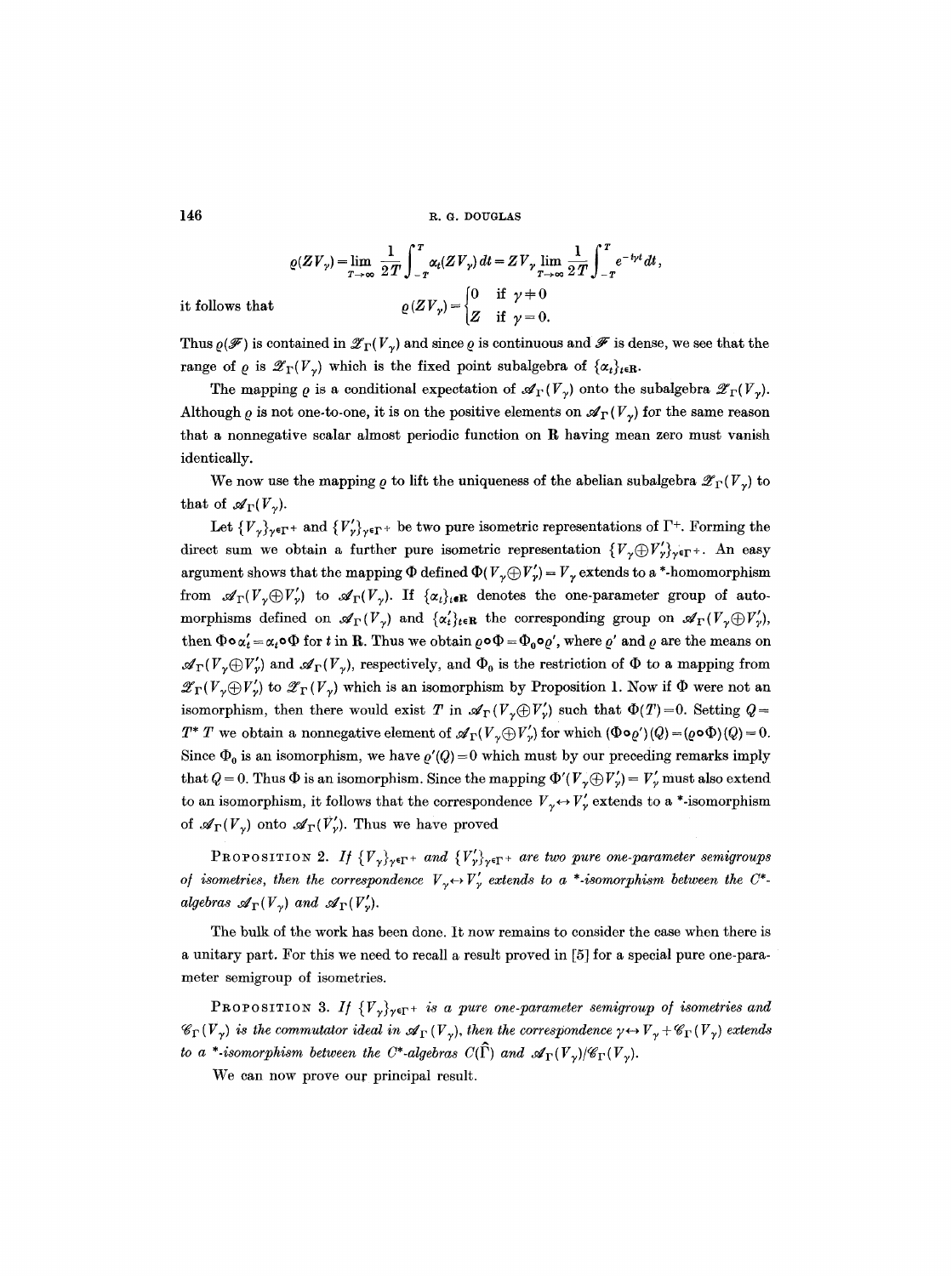$$\varrho(ZV_\gamma) = \lim_{T\to\infty} \frac{1}{2T}\int_{-T}^{T} \alpha_t(ZV_\gamma)\,dt = ZV_\gamma \lim_{T\to\infty}\frac{1}{2T}\int_{-T}^{T} e^{-i\gamma t}\,dt,$$

it follows that
$$\varrho(ZV_\gamma) = \begin{cases} 0 & \text{if } \gamma \neq 0 \\ Z & \text{if } \gamma = 0. \end{cases}$$

Thus $\varrho(\mathcal{F})$ is contained in $\mathcal{Z}_\Gamma(V_\gamma)$ and since $\varrho$ is continuous and $\mathcal{F}$ is dense, we see that the range of $\varrho$ is $\mathcal{Z}_\Gamma(V_\gamma)$ which is the fixed point subalgebra of $\{\alpha_t\}_{t\in\mathbf{R}}$.

The mapping $\varrho$ is a conditional expectation of $\mathcal{A}_\Gamma(V_\gamma)$ onto the subalgebra $\mathcal{Z}_\Gamma(V_\gamma)$. Although $\varrho$ is not one-to-one, it is on the positive elements on $\mathcal{A}_\Gamma(V_\gamma)$ for the same reason that a nonnegative scalar almost periodic function on $\mathbf{R}$ having mean zero must vanish identically.

We now use the mapping $\varrho$ to lift the uniqueness of the abelian subalgebra $\mathcal{Z}_\Gamma(V_\gamma)$ to that of $\mathcal{A}_\Gamma(V_\gamma)$.

Let $\{V_\gamma\}_{\gamma\in\Gamma^+}$ and $\{V'_\gamma\}_{\gamma\in\Gamma^+}$ be two pure isometric representations of $\Gamma^+$. Forming the direct sum we obtain a further pure isometric representation $\{V_\gamma \oplus V'_\gamma\}_{\gamma\in\Gamma^+}$. An easy argument shows that the mapping $\Phi$ defined $\Phi(V_\gamma\oplus V'_\gamma) = V_\gamma$ extends to a \*-homomorphism from $\mathcal{A}_\Gamma(V_\gamma\oplus V'_\gamma)$ to $\mathcal{A}_\Gamma(V_\gamma)$. If $\{\alpha_t\}_{t\in\mathbf{R}}$ denotes the one-parameter group of automorphisms defined on $\mathcal{A}_\Gamma(V_\gamma)$ and $\{\alpha'_t\}_{t\in\mathbf{R}}$ the corresponding group on $\mathcal{A}_\Gamma(V_\gamma\oplus V'_\gamma)$, then $\Phi\circ\alpha'_t = \alpha_t\circ\Phi$ for $t$ in $\mathbf{R}$. Thus we obtain $\varrho\circ\Phi = \Phi_0\circ\varrho'$, where $\varrho'$ and $\varrho$ are the means on $\mathcal{A}_\Gamma(V_\gamma\oplus V'_\gamma)$ and $\mathcal{A}_\Gamma(V_\gamma)$, respectively, and $\Phi_0$ is the restriction of $\Phi$ to a mapping from $\mathcal{Z}_\Gamma(V_\gamma\oplus V'_\gamma)$ to $\mathcal{Z}_\Gamma(V_\gamma)$ which is an isomorphism by Proposition 1. Now if $\Phi$ were not an isomorphism, then there would exist $T$ in $\mathcal{A}_\Gamma(V_\gamma\oplus V'_\gamma)$ such that $\Phi(T)=0$. Setting $Q = T^*T$ we obtain a nonnegative element of $\mathcal{A}_\Gamma(V_\gamma\oplus V'_\gamma)$ for which $(\Phi\circ\varrho')(Q) = (\varrho\circ\Phi)(Q) = 0$. Since $\Phi_0$ is an isomorphism, we have $\varrho'(Q) = 0$ which must by our preceding remarks imply that $Q=0$. Thus $\Phi$ is an isomorphism. Since the mapping $\Phi'(V_\gamma\oplus V'_\gamma) = V'_\gamma$ must also extend to an isomorphism, it follows that the correspondence $V_\gamma \leftrightarrow V'_\gamma$ extends to a \*-isomorphism of $\mathcal{A}_\Gamma(V_\gamma)$ onto $\mathcal{A}_\Gamma(V'_\gamma)$. Thus we have proved

**Proposition 2.** *If $\{V_\gamma\}_{\gamma\in\Gamma^+}$ and $\{V'_\gamma\}_{\gamma\in\Gamma^+}$ are two pure one-parameter semigroups of isometries, then the correspondence $V_\gamma\leftrightarrow V'_\gamma$ extends to a \*-isomorphism between the $C^*$-algebras $\mathcal{A}_\Gamma(V_\gamma)$ and $\mathcal{A}_\Gamma(V'_\gamma)$.*

The bulk of the work has been done. It now remains to consider the case when there is a unitary part. For this we need to recall a result proved in [5] for a special pure one-parameter semigroup of isometries.

**Proposition 3.** *If $\{V_\gamma\}_{\gamma\in\Gamma^+}$ is a pure one-parameter semigroup of isometries and $\mathcal{C}_\Gamma(V_\gamma)$ is the commutator ideal in $\mathcal{A}_\Gamma(V_\gamma)$, then the correspondence $\gamma\leftrightarrow V_\gamma + \mathcal{C}_\Gamma(V_\gamma)$ extends to a \*-isomorphism between the $C^*$-algebras $C(\hat{\Gamma})$ and $\mathcal{A}_\Gamma(V_\gamma)/\mathcal{C}_\Gamma(V_\gamma)$.*

We can now prove our principal result.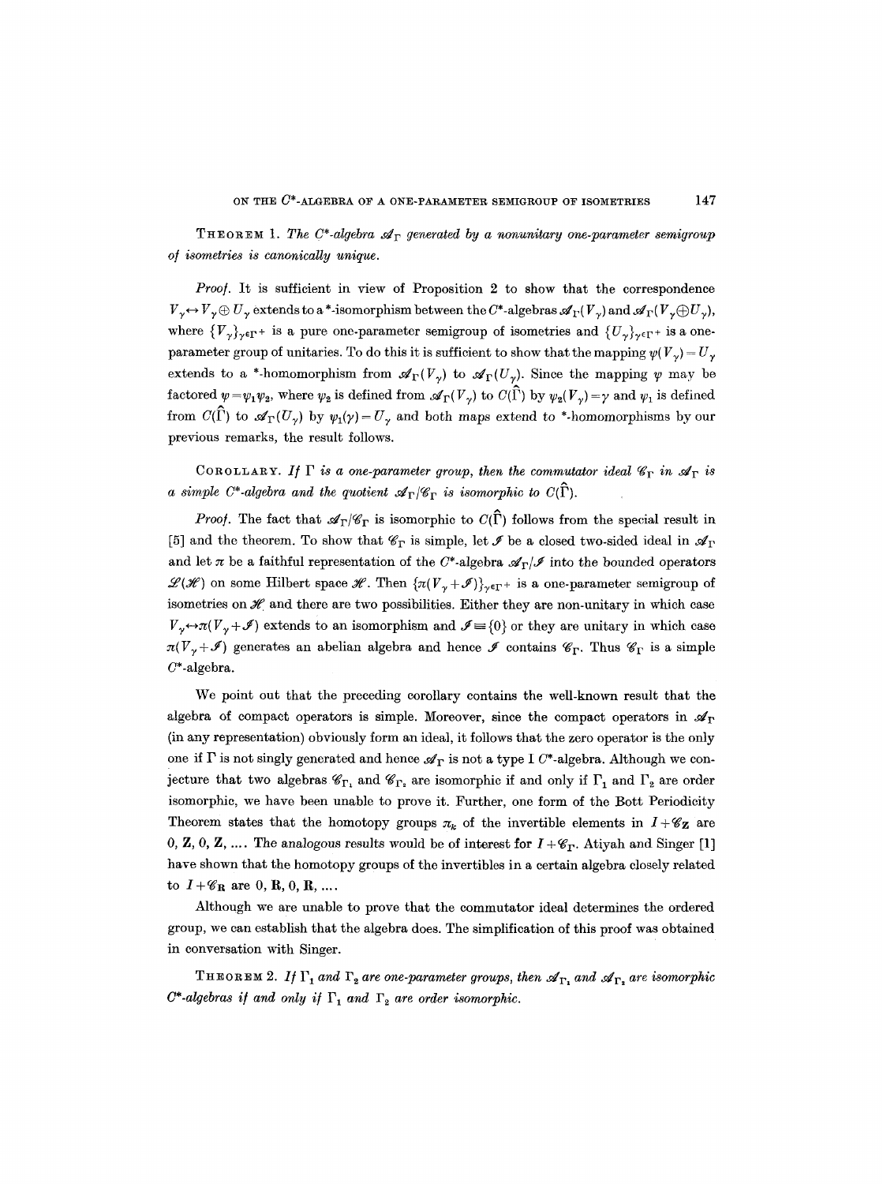**Theorem 1.** *The $C^*$-algebra $\mathcal{A}_\Gamma$ generated by a nonunitary one-parameter semigroup of isometries is canonically unique.*

*Proof.* It is sufficient in view of Proposition 2 to show that the correspondence $V_\gamma \leftrightarrow V_\gamma \oplus U_\gamma$ extends to a \*-isomorphism between the $C^*$-algebras $\mathcal{A}_\Gamma(V_\gamma)$ and $\mathcal{A}_\Gamma(V_\gamma \oplus U_\gamma)$, where $\{V_\gamma\}_{\gamma \in \Gamma^+}$ is a pure one-parameter semigroup of isometries and $\{U_\gamma\}_{\gamma \in \Gamma^+}$ is a one-parameter group of unitaries. To do this it is sufficient to show that the mapping $\psi(V_\gamma) = U_\gamma$ extends to a \*-homomorphism from $\mathcal{A}_\Gamma(V_\gamma)$ to $\mathcal{A}_\Gamma(U_\gamma)$. Since the mapping $\psi$ may be factored $\psi = \psi_1 \psi_2$, where $\psi_2$ is defined from $\mathcal{A}_\Gamma(V_\gamma)$ to $C(\hat{\Gamma})$ by $\psi_2(V_\gamma) = \gamma$ and $\psi_1$ is defined from $C(\hat{\Gamma})$ to $\mathcal{A}_\Gamma(U_\gamma)$ by $\psi_1(\gamma) = U_\gamma$ and both maps extend to \*-homomorphisms by our previous remarks, the result follows.

**Corollary.** *If $\Gamma$ is a one-parameter group, then the commutator ideal $\mathcal{C}_\Gamma$ in $\mathcal{A}_\Gamma$ is a simple $C^*$-algebra and the quotient $\mathcal{A}_\Gamma / \mathcal{C}_\Gamma$ is isomorphic to $C(\hat{\Gamma})$.*

*Proof.* The fact that $\mathcal{A}_\Gamma / \mathcal{C}_\Gamma$ is isomorphic to $C(\hat{\Gamma})$ follows from the special result in [5] and the theorem. To show that $\mathcal{C}_\Gamma$ is simple, let $\mathcal{J}$ be a closed two-sided ideal in $\mathcal{A}_\Gamma$ and let $\pi$ be a faithful representation of the $C^*$-algebra $\mathcal{A}_\Gamma / \mathcal{J}$ into the bounded operators $\mathcal{L}(\mathcal{H})$ on some Hilbert space $\mathcal{H}$. Then $\{\pi(V_\gamma + \mathcal{J})\}_{\gamma \in \Gamma^+}$ is a one-parameter semigroup of isometries on $\mathcal{H}$ and there are two possibilities. Either they are non-unitary in which case $V_\gamma \leftrightarrow \pi(V_\gamma + \mathcal{J})$ extends to an isomorphism and $\mathcal{J} \equiv \{0\}$ or they are unitary in which case $\pi(V_\gamma + \mathcal{J})$ generates an abelian algebra and hence $\mathcal{J}$ contains $\mathcal{C}_\Gamma$. Thus $\mathcal{C}_\Gamma$ is a simple $C^*$-algebra.

We point out that the preceding corollary contains the well-known result that the algebra of compact operators is simple. Moreover, since the compact operators in $\mathcal{A}_\Gamma$ (in any representation) obviously form an ideal, it follows that the zero operator is the only one if $\Gamma$ is not singly generated and hence $\mathcal{A}_\Gamma$ is not a type I $C^*$-algebra. Although we conjecture that two algebras $\mathcal{C}_{\Gamma_1}$ and $\mathcal{C}_{\Gamma_2}$ are isomorphic if and only if $\Gamma_1$ and $\Gamma_2$ are order isomorphic, we have been unable to prove it. Further, one form of the Bott Periodicity Theorem states that the homotopy groups $\pi_k$ of the invertible elements in $I + \mathcal{C}_{\mathbf{Z}}$ are $0, \mathbf{Z}, 0, \mathbf{Z}, \ldots$. The analogous results would be of interest for $I + \mathcal{C}_\Gamma$. Atiyah and Singer [1] have shown that the homotopy groups of the invertibles in a certain algebra closely related to $I + \mathcal{C}_{\mathbf{R}}$ are $0, \mathbf{R}, 0, \mathbf{R}, \ldots$.

Although we are unable to prove that the commutator ideal determines the ordered group, we can establish that the algebra does. The simplification of this proof was obtained in conversation with Singer.

**Theorem 2.** *If $\Gamma_1$ and $\Gamma_2$ are one-parameter groups, then $\mathcal{A}_{\Gamma_1}$ and $\mathcal{A}_{\Gamma_2}$ are isomorphic $C^*$-algebras if and only if $\Gamma_1$ and $\Gamma_2$ are order isomorphic.*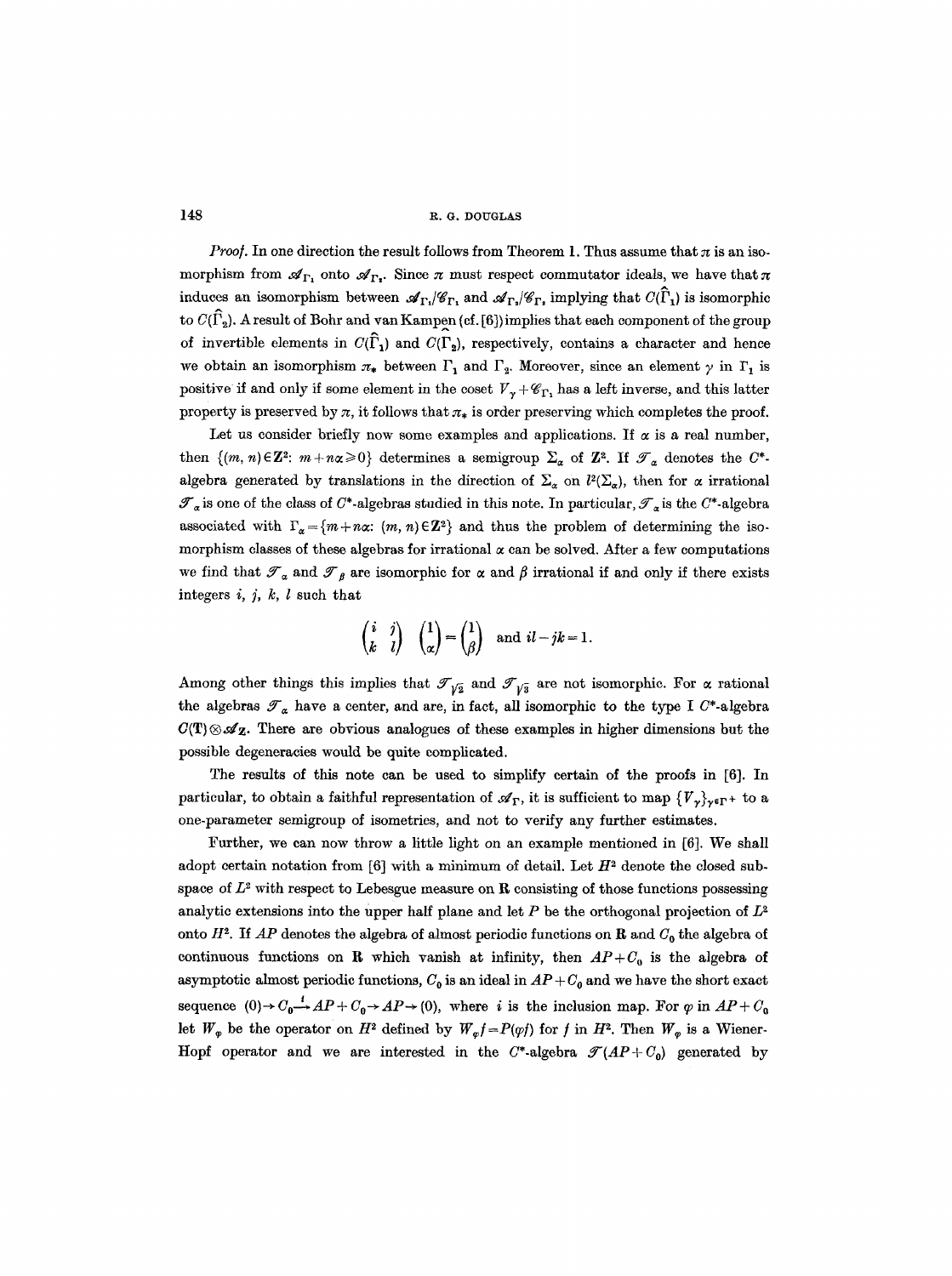*Proof.* In one direction the result follows from Theorem 1. Thus assume that $\pi$ is an isomorphism from $\mathcal{A}_{\Gamma_1}$ onto $\mathcal{A}_{\Gamma_2}$. Since $\pi$ must respect commutator ideals, we have that $\pi$ induces an isomorphism between $\mathcal{A}_{\Gamma_1}/\mathcal{C}_{\Gamma_1}$ and $\mathcal{A}_{\Gamma_2}/\mathcal{C}_{\Gamma_2}$ implying that $C(\hat{\Gamma}_1)$ is isomorphic to $C(\hat{\Gamma}_2)$. A result of Bohr and van Kampen (cf. [6]) implies that each component of the group of invertible elements in $C(\hat{\Gamma}_1)$ and $C(\hat{\Gamma}_2)$, respectively, contains a character and hence we obtain an isomorphism $\pi_*$ between $\Gamma_1$ and $\Gamma_2$. Moreover, since an element $\gamma$ in $\Gamma_1$ is positive if and only if some element in the coset $V_\gamma + \mathcal{C}_{\Gamma_1}$ has a left inverse, and this latter property is preserved by $\pi$, it follows that $\pi_*$ is order preserving which completes the proof.

Let us consider briefly now some examples and applications. If $\alpha$ is a real number, then $\{(m, n) \in \mathbf{Z}^2 \colon m + n\alpha \geqslant 0\}$ determines a semigroup $\Sigma_\alpha$ of $\mathbf{Z}^2$. If $\mathcal{T}_\alpha$ denotes the $C^*$-algebra generated by translations in the direction of $\Sigma_\alpha$ on $l^2(\Sigma_\alpha)$, then for $\alpha$ irrational $\mathcal{T}_\alpha$ is one of the class of $C^*$-algebras studied in this note. In particular, $\mathcal{T}_\alpha$ is the $C^*$-algebra associated with $\Gamma_\alpha = \{m + n\alpha \colon (m, n) \in \mathbf{Z}^2\}$ and thus the problem of determining the isomorphism classes of these algebras for irrational $\alpha$ can be solved. After a few computations we find that $\mathcal{T}_\alpha$ and $\mathcal{T}_\beta$ are isomorphic for $\alpha$ and $\beta$ irrational if and only if there exists integers $i$, $j$, $k$, $l$ such that

$$\begin{pmatrix} i & j \\ k & l \end{pmatrix} \begin{pmatrix} 1 \\ \alpha \end{pmatrix} = \begin{pmatrix} 1 \\ \beta \end{pmatrix} \quad \text{and } il - jk = 1.$$

Among other things this implies that $\mathcal{T}_{\sqrt{2}}$ and $\mathcal{T}_{\sqrt{3}}$ are not isomorphic. For $\alpha$ rational the algebras $\mathcal{T}_\alpha$ have a center, and are, in fact, all isomorphic to the type I $C^*$-algebra $C(\mathbf{T}) \otimes \mathcal{A}_{\mathbf{Z}}$. There are obvious analogues of these examples in higher dimensions but the possible degeneracies would be quite complicated.

The results of this note can be used to simplify certain of the proofs in [6]. In particular, to obtain a faithful representation of $\mathcal{A}_\Gamma$, it is sufficient to map $\{V_\gamma\}_{\gamma \in \Gamma^+}$ to a one-parameter semigroup of isometries, and not to verify any further estimates.

Further, we can now throw a little light on an example mentioned in [6]. We shall adopt certain notation from [6] with a minimum of detail. Let $H^2$ denote the closed subspace of $L^2$ with respect to Lebesgue measure on $\mathbf{R}$ consisting of those functions possessing analytic extensions into the upper half plane and let $P$ be the orthogonal projection of $L^2$ onto $H^2$. If $AP$ denotes the algebra of almost periodic functions on $\mathbf{R}$ and $C_0$ the algebra of continuous functions on $\mathbf{R}$ which vanish at infinity, then $AP + C_0$ is the algebra of asymptotic almost periodic functions, $C_0$ is an ideal in $AP + C_0$ and we have the short exact sequence $(0) \to C_0 \xrightarrow{i} AP + C_0 \to AP \to (0)$, where $i$ is the inclusion map. For $\varphi$ in $AP + C_0$ let $W_\varphi$ be the operator on $H^2$ defined by $W_\varphi f = P(\varphi f)$ for $f$ in $H^2$. Then $W_\varphi$ is a Wiener-Hopf operator and we are interested in the $C^*$-algebra $\mathcal{T}(AP + C_0)$ generated by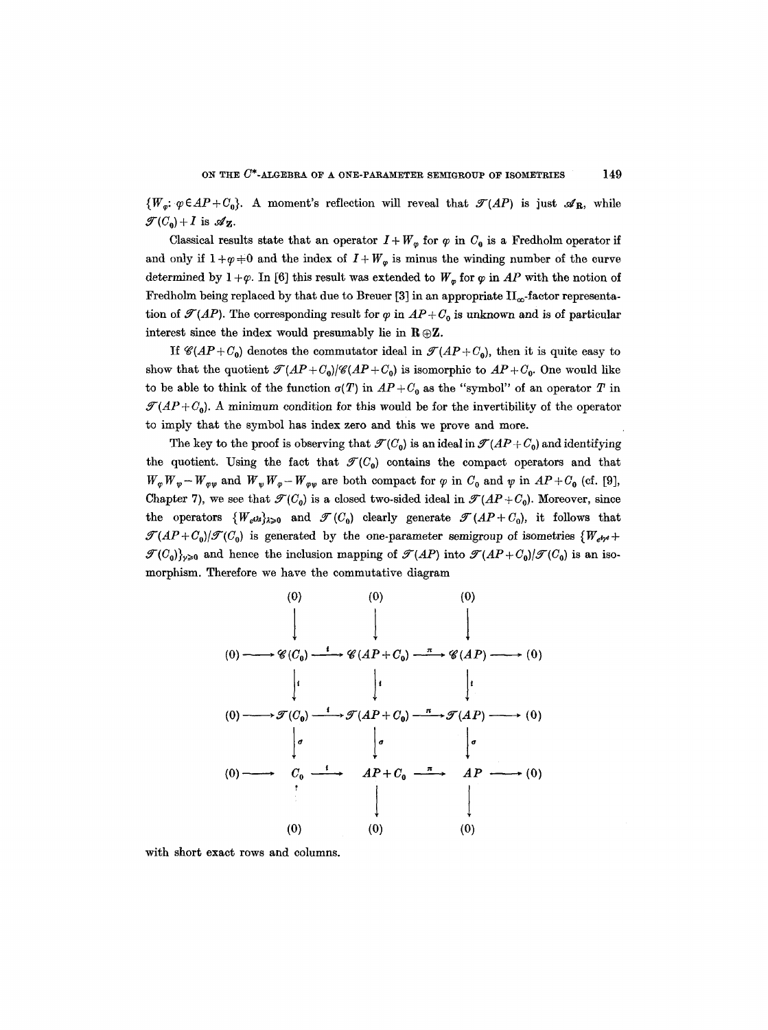$\{W_\varphi: \varphi \in AP + C_0\}$. A moment's reflection will reveal that $\mathcal{T}(AP)$ is just $\mathcal{A}_{\mathbf{R}}$, while $\mathcal{T}(C_0) + I$ is $\mathcal{A}_{\mathbf{Z}}$.

Classical results state that an operator $I + W_\varphi$ for $\varphi$ in $C_0$ is a Fredholm operator if and only if $1 + \varphi \neq 0$ and the index of $I + W_\varphi$ is minus the winding number of the curve determined by $1 + \varphi$. In [6] this result was extended to $W_\varphi$ for $\varphi$ in $AP$ with the notion of Fredholm being replaced by that due to Breuer [3] in an appropriate $\mathrm{II}_\infty$-factor representation of $\mathcal{T}(AP)$. The corresponding result for $\varphi$ in $AP + C_0$ is unknown and is of particular interest since the index would presumably lie in $\mathbf{R} \oplus \mathbf{Z}$.

If $\mathcal{C}(AP + C_0)$ denotes the commutator ideal in $\mathcal{T}(AP + C_0)$, then it is quite easy to show that the quotient $\mathcal{T}(AP + C_0)/\mathcal{C}(AP + C_0)$ is isomorphic to $AP + C_0$. One would like to be able to think of the function $\sigma(T)$ in $AP + C_0$ as the "symbol" of an operator $T$ in $\mathcal{T}(AP + C_0)$. A minimum condition for this would be for the invertibility of the operator to imply that the symbol has index zero and this we prove and more.

The key to the proof is observing that $\mathcal{T}(C_0)$ is an ideal in $\mathcal{T}(AP + C_0)$ and identifying the quotient. Using the fact that $\mathcal{T}(C_0)$ contains the compact operators and that $W_\varphi W_\psi - W_{\varphi\psi}$ and $W_\psi W_\varphi - W_{\varphi\psi}$ are both compact for $\varphi$ in $C_0$ and $\psi$ in $AP + C_0$ (cf. [9], Chapter 7), we see that $\mathcal{T}(C_0)$ is a closed two-sided ideal in $\mathcal{T}(AP + C_0)$. Moreover, since the operators $\{W_{e^{i\lambda t}}\}_{\lambda \geq 0}$ and $\mathcal{T}(C_0)$ clearly generate $\mathcal{T}(AP + C_0)$, it follows that $\mathcal{T}(AP + C_0)/\mathcal{T}(C_0)$ is generated by the one-parameter semigroup of isometries $\{W_{e^{i\gamma t}} + \mathcal{T}(C_0)\}_{\gamma \geq 0}$ and hence the inclusion mapping of $\mathcal{T}(AP)$ into $\mathcal{T}(AP + C_0)/\mathcal{T}(C_0)$ is an isomorphism. Therefore we have the commutative diagram

$$
\begin{array}{ccccccccc}
 & & (0) & & (0) & & (0) & & \\
 & & \downarrow & & \downarrow & & \downarrow & & \\
(0) & \longrightarrow & \mathcal{C}(C_0) & \xrightarrow{\iota} & \mathcal{C}(AP + C_0) & \xrightarrow{\pi} & \mathcal{C}(AP) & \longrightarrow & (0) \\
 & & \downarrow{\scriptstyle \iota} & & \downarrow{\scriptstyle \iota} & & \downarrow{\scriptstyle \iota} & & \\
(0) & \longrightarrow & \mathcal{T}(C_0) & \xrightarrow{\iota} & \mathcal{T}(AP + C_0) & \xrightarrow{\pi} & \mathcal{T}(AP) & \longrightarrow & (0) \\
 & & \downarrow{\scriptstyle \sigma} & & \downarrow{\scriptstyle \sigma} & & \downarrow{\scriptstyle \sigma} & & \\
(0) & \longrightarrow & C_0 & \xrightarrow{\iota} & AP + C_0 & \xrightarrow{\pi} & AP & \longrightarrow & (0) \\
 & & \vdots & & \downarrow & & \downarrow & & \\
 & & (0) & & (0) & & (0) & &
\end{array}
$$

with short exact rows and columns.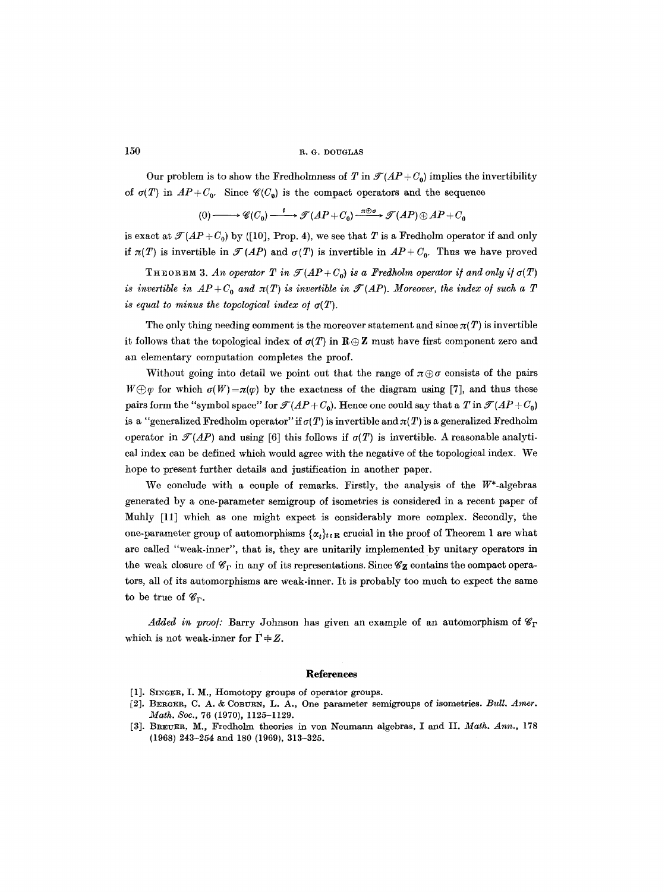Our problem is to show the Fredholmness of $T$ in $\mathcal{T}(AP+C_0)$ implies the invertibility of $\sigma(T)$ in $AP+C_0$. Since $\mathcal{C}(C_0)$ is the compact operators and the sequence

$$(0) \longrightarrow \mathcal{C}(C_0) \xrightarrow{\ i\ } \mathcal{T}(AP+C_0) \xrightarrow{\pi\oplus\sigma} \mathcal{T}(AP) \oplus AP+C_0$$

is exact at $\mathcal{T}(AP+C_0)$ by ([10], Prop. 4), we see that $T$ is a Fredholm operator if and only if $\pi(T)$ is invertible in $\mathcal{T}(AP)$ and $\sigma(T)$ is invertible in $AP+C_0$. Thus we have proved

THEOREM 3. *An operator $T$ in $\mathcal{T}(AP+C_0)$ is a Fredholm operator if and only if $\sigma(T)$ is invertible in $AP+C_0$ and $\pi(T)$ is invertible in $\mathcal{T}(AP)$. Moreover, the index of such a $T$ is equal to minus the topological index of $\sigma(T)$.*

The only thing needing comment is the moreover statement and since $\pi(T)$ is invertible it follows that the topological index of $\sigma(T)$ in $\mathbf{R}\oplus\mathbf{Z}$ must have first component zero and an elementary computation completes the proof.

Without going into detail we point out that the range of $\pi\oplus\sigma$ consists of the pairs $W\oplus\varphi$ for which $\sigma(W)=\pi(\varphi)$ by the exactness of the diagram using [7], and thus these pairs form the "symbol space" for $\mathcal{T}(AP+C_0)$. Hence one could say that a $T$ in $\mathcal{T}(AP+C_0)$ is a "generalized Fredholm operator" if $\sigma(T)$ is invertible and $\pi(T)$ is a generalized Fredholm operator in $\mathcal{T}(AP)$ and using [6] this follows if $\sigma(T)$ is invertible. A reasonable analytical index can be defined which would agree with the negative of the topological index. We hope to present further details and justification in another paper.

We conclude with a couple of remarks. Firstly, the analysis of the $W^*$-algebras generated by a one-parameter semigroup of isometries is considered in a recent paper of Muhly [11] which as one might expect is considerably more complex. Secondly, the one-parameter group of automorphisms $\{\alpha_t\}_{t\in\mathbf{R}}$ crucial in the proof of Theorem 1 are what are called "weak-inner", that is, they are unitarily implemented by unitary operators in the weak closure of $\mathcal{C}_\Gamma$ in any of its representations. Since $\mathcal{C}_{\mathbf{Z}}$ contains the compact operators, all of its automorphisms are weak-inner. It is probably too much to expect the same to be true of $\mathcal{C}_\Gamma$.

*Added in proof:* Barry Johnson has given an example of an automorphism of $\mathcal{C}_\Gamma$ which is not weak-inner for $\Gamma \neq Z$.

## References

[1]. SINGER, I. M., Homotopy groups of operator groups.

[2]. BERGER, C. A. & COBURN, L. A., One parameter semigroups of isometries. *Bull. Amer. Math. Soc.*, 76 (1970), 1125–1129.

[3]. BREUER, M., Fredholm theories in von Neumann algebras, I and II. *Math. Ann.*, 178 (1968) 243–254 and 180 (1969), 313–325.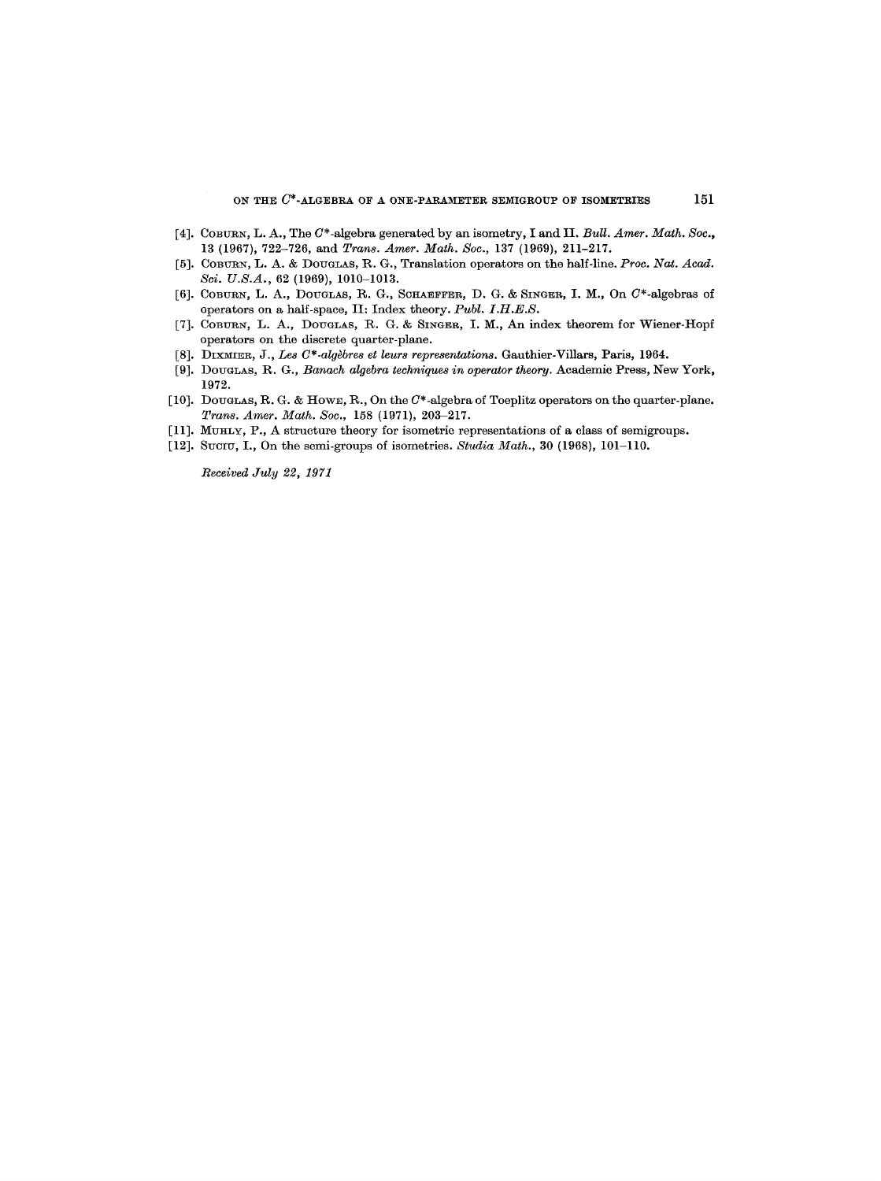[4]. Coburn, L. A., The $C^*$-algebra generated by an isometry, I and II. *Bull. Amer. Math. Soc.*, 13 (1967), 722–726, and *Trans. Amer. Math. Soc.*, 137 (1969), 211–217.

[5]. Coburn, L. A. & Douglas, R. G., Translation operators on the half-line. *Proc. Nat. Acad. Sci. U.S.A.*, 62 (1969), 1010–1013.

[6]. Coburn, L. A., Douglas, R. G., Schaeffer, D. G. & Singer, I. M., On $C^*$-algebras of operators on a half-space, II: Index theory. *Publ. I.H.E.S.*

[7]. Coburn, L. A., Douglas, R. G. & Singer, I. M., An index theorem for Wiener-Hopf operators on the discrete quarter-plane.

[8]. Dixmier, J., *Les $C^*$-algèbres et leurs representations*. Gauthier-Villars, Paris, 1964.

[9]. Douglas, R. G., *Banach algebra techniques in operator theory*. Academic Press, New York, 1972.

[10]. Douglas, R. G. & Howe, R., On the $C^*$-algebra of Toeplitz operators on the quarter-plane. *Trans. Amer. Math. Soc.*, 158 (1971), 203–217.

[11]. Muhly, P., A structure theory for isometric representations of a class of semigroups.

[12]. Suciu, I., On the semi-groups of isometries. *Studia Math.*, 30 (1968), 101–110.

*Received July 22, 1971*